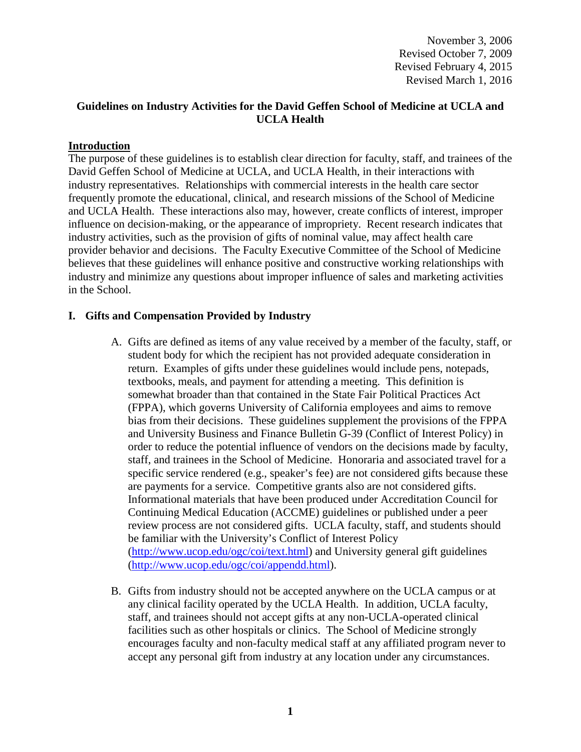November 3, 2006
Revised October 7, 2009
Revised February 4, 2015
Revised March 1, 2016

# Guidelines on Industry Activities for the David Geffen School of Medicine at UCLA and UCLA Health

## Introduction

The purpose of these guidelines is to establish clear direction for faculty, staff, and trainees of the David Geffen School of Medicine at UCLA, and UCLA Health, in their interactions with industry representatives. Relationships with commercial interests in the health care sector frequently promote the educational, clinical, and research missions of the School of Medicine and UCLA Health. These interactions also may, however, create conflicts of interest, improper influence on decision-making, or the appearance of impropriety. Recent research indicates that industry activities, such as the provision of gifts of nominal value, may affect health care provider behavior and decisions. The Faculty Executive Committee of the School of Medicine believes that these guidelines will enhance positive and constructive working relationships with industry and minimize any questions about improper influence of sales and marketing activities in the School.

## I. Gifts and Compensation Provided by Industry

A. Gifts are defined as items of any value received by a member of the faculty, staff, or student body for which the recipient has not provided adequate consideration in return. Examples of gifts under these guidelines would include pens, notepads, textbooks, meals, and payment for attending a meeting. This definition is somewhat broader than that contained in the State Fair Political Practices Act (FPPA), which governs University of California employees and aims to remove bias from their decisions. These guidelines supplement the provisions of the FPPA and University Business and Finance Bulletin G-39 (Conflict of Interest Policy) in order to reduce the potential influence of vendors on the decisions made by faculty, staff, and trainees in the School of Medicine. Honoraria and associated travel for a specific service rendered (e.g., speaker's fee) are not considered gifts because these are payments for a service. Competitive grants also are not considered gifts. Informational materials that have been produced under Accreditation Council for Continuing Medical Education (ACCME) guidelines or published under a peer review process are not considered gifts. UCLA faculty, staff, and students should be familiar with the University's Conflict of Interest Policy (http://www.ucop.edu/ogc/coi/text.html) and University general gift guidelines (http://www.ucop.edu/ogc/coi/appendd.html).

B. Gifts from industry should not be accepted anywhere on the UCLA campus or at any clinical facility operated by the UCLA Health. In addition, UCLA faculty, staff, and trainees should not accept gifts at any non-UCLA-operated clinical facilities such as other hospitals or clinics. The School of Medicine strongly encourages faculty and non-faculty medical staff at any affiliated program never to accept any personal gift from industry at any location under any circumstances.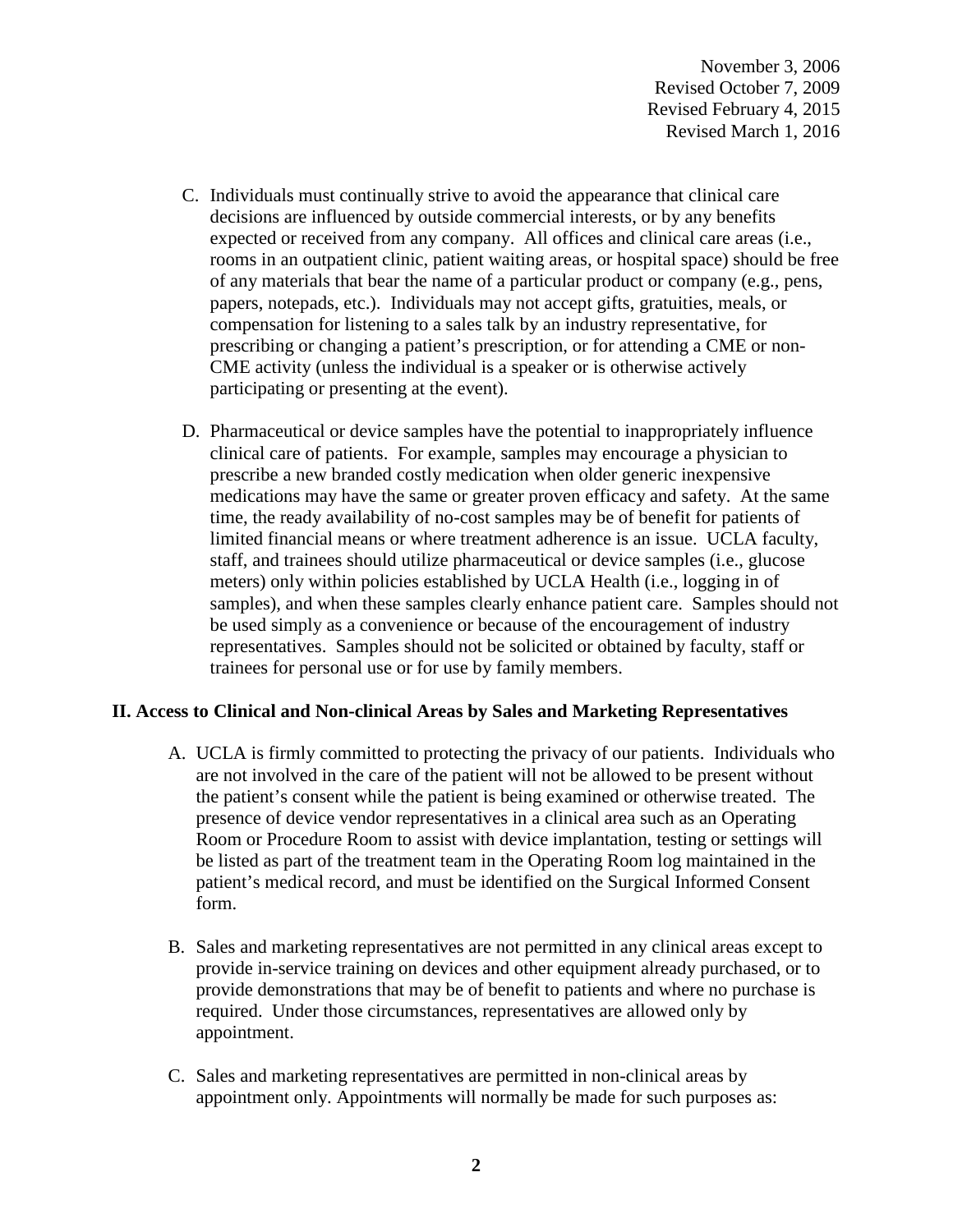November 3, 2006
Revised October 7, 2009
Revised February 4, 2015
Revised March 1, 2016

C. Individuals must continually strive to avoid the appearance that clinical care decisions are influenced by outside commercial interests, or by any benefits expected or received from any company. All offices and clinical care areas (i.e., rooms in an outpatient clinic, patient waiting areas, or hospital space) should be free of any materials that bear the name of a particular product or company (e.g., pens, papers, notepads, etc.). Individuals may not accept gifts, gratuities, meals, or compensation for listening to a sales talk by an industry representative, for prescribing or changing a patient's prescription, or for attending a CME or non-CME activity (unless the individual is a speaker or is otherwise actively participating or presenting at the event).

D. Pharmaceutical or device samples have the potential to inappropriately influence clinical care of patients. For example, samples may encourage a physician to prescribe a new branded costly medication when older generic inexpensive medications may have the same or greater proven efficacy and safety. At the same time, the ready availability of no-cost samples may be of benefit for patients of limited financial means or where treatment adherence is an issue. UCLA faculty, staff, and trainees should utilize pharmaceutical or device samples (i.e., glucose meters) only within policies established by UCLA Health (i.e., logging in of samples), and when these samples clearly enhance patient care. Samples should not be used simply as a convenience or because of the encouragement of industry representatives. Samples should not be solicited or obtained by faculty, staff or trainees for personal use or for use by family members.

## II. Access to Clinical and Non-clinical Areas by Sales and Marketing Representatives

A. UCLA is firmly committed to protecting the privacy of our patients. Individuals who are not involved in the care of the patient will not be allowed to be present without the patient's consent while the patient is being examined or otherwise treated. The presence of device vendor representatives in a clinical area such as an Operating Room or Procedure Room to assist with device implantation, testing or settings will be listed as part of the treatment team in the Operating Room log maintained in the patient's medical record, and must be identified on the Surgical Informed Consent form.

B. Sales and marketing representatives are not permitted in any clinical areas except to provide in-service training on devices and other equipment already purchased, or to provide demonstrations that may be of benefit to patients and where no purchase is required. Under those circumstances, representatives are allowed only by appointment.

C. Sales and marketing representatives are permitted in non-clinical areas by appointment only. Appointments will normally be made for such purposes as: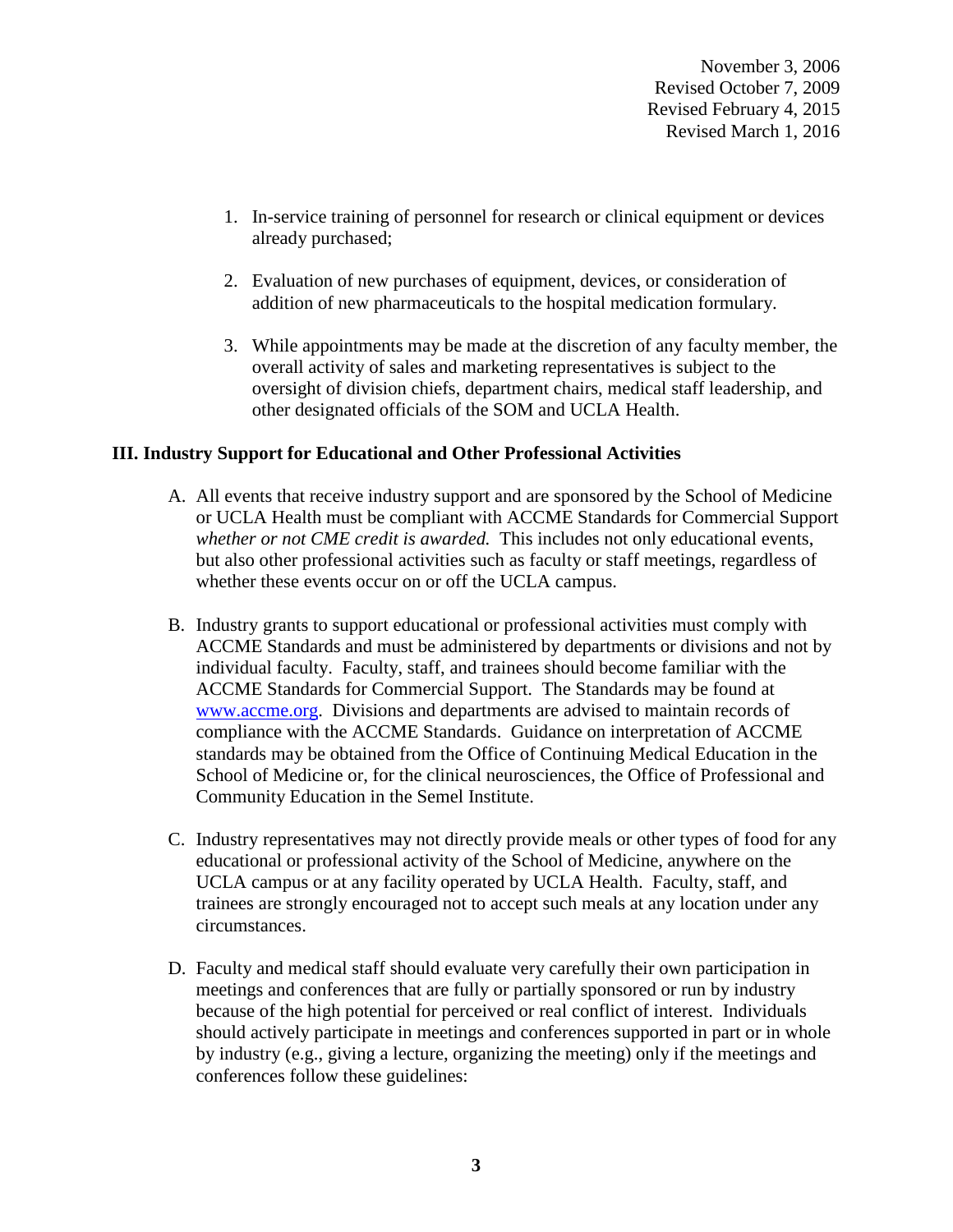November 3, 2006
Revised October 7, 2009
Revised February 4, 2015
Revised March 1, 2016

1. In-service training of personnel for research or clinical equipment or devices already purchased;

2. Evaluation of new purchases of equipment, devices, or consideration of addition of new pharmaceuticals to the hospital medication formulary.

3. While appointments may be made at the discretion of any faculty member, the overall activity of sales and marketing representatives is subject to the oversight of division chiefs, department chairs, medical staff leadership, and other designated officials of the SOM and UCLA Health.

## III. Industry Support for Educational and Other Professional Activities

A. All events that receive industry support and are sponsored by the School of Medicine or UCLA Health must be compliant with ACCME Standards for Commercial Support *whether or not CME credit is awarded.* This includes not only educational events, but also other professional activities such as faculty or staff meetings, regardless of whether these events occur on or off the UCLA campus.

B. Industry grants to support educational or professional activities must comply with ACCME Standards and must be administered by departments or divisions and not by individual faculty. Faculty, staff, and trainees should become familiar with the ACCME Standards for Commercial Support. The Standards may be found at [www.accme.org](www.accme.org). Divisions and departments are advised to maintain records of compliance with the ACCME Standards. Guidance on interpretation of ACCME standards may be obtained from the Office of Continuing Medical Education in the School of Medicine or, for the clinical neurosciences, the Office of Professional and Community Education in the Semel Institute.

C. Industry representatives may not directly provide meals or other types of food for any educational or professional activity of the School of Medicine, anywhere on the UCLA campus or at any facility operated by UCLA Health. Faculty, staff, and trainees are strongly encouraged not to accept such meals at any location under any circumstances.

D. Faculty and medical staff should evaluate very carefully their own participation in meetings and conferences that are fully or partially sponsored or run by industry because of the high potential for perceived or real conflict of interest. Individuals should actively participate in meetings and conferences supported in part or in whole by industry (e.g., giving a lecture, organizing the meeting) only if the meetings and conferences follow these guidelines: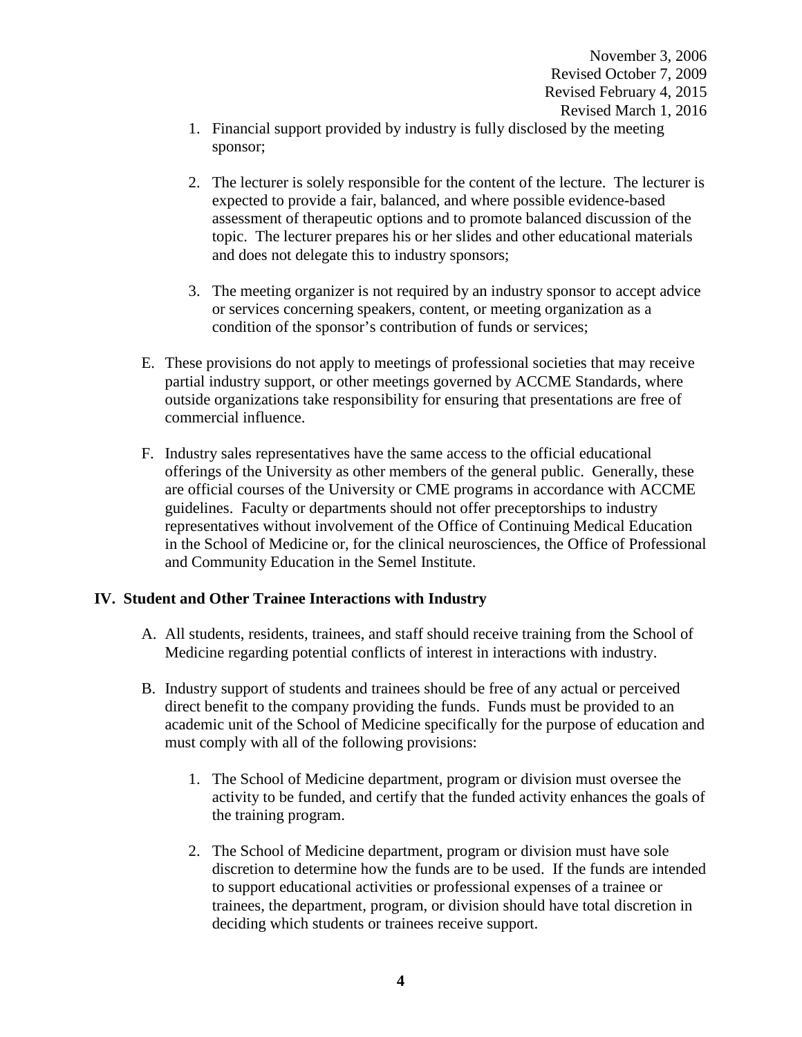November 3, 2006
Revised October 7, 2009
Revised February 4, 2015
Revised March 1, 2016

1. Financial support provided by industry is fully disclosed by the meeting sponsor;

2. The lecturer is solely responsible for the content of the lecture. The lecturer is expected to provide a fair, balanced, and where possible evidence-based assessment of therapeutic options and to promote balanced discussion of the topic. The lecturer prepares his or her slides and other educational materials and does not delegate this to industry sponsors;

3. The meeting organizer is not required by an industry sponsor to accept advice or services concerning speakers, content, or meeting organization as a condition of the sponsor's contribution of funds or services;

E. These provisions do not apply to meetings of professional societies that may receive partial industry support, or other meetings governed by ACCME Standards, where outside organizations take responsibility for ensuring that presentations are free of commercial influence.

F. Industry sales representatives have the same access to the official educational offerings of the University as other members of the general public. Generally, these are official courses of the University or CME programs in accordance with ACCME guidelines. Faculty or departments should not offer preceptorships to industry representatives without involvement of the Office of Continuing Medical Education in the School of Medicine or, for the clinical neurosciences, the Office of Professional and Community Education in the Semel Institute.

## IV. Student and Other Trainee Interactions with Industry

A. All students, residents, trainees, and staff should receive training from the School of Medicine regarding potential conflicts of interest in interactions with industry.

B. Industry support of students and trainees should be free of any actual or perceived direct benefit to the company providing the funds. Funds must be provided to an academic unit of the School of Medicine specifically for the purpose of education and must comply with all of the following provisions:

1. The School of Medicine department, program or division must oversee the activity to be funded, and certify that the funded activity enhances the goals of the training program.

2. The School of Medicine department, program or division must have sole discretion to determine how the funds are to be used. If the funds are intended to support educational activities or professional expenses of a trainee or trainees, the department, program, or division should have total discretion in deciding which students or trainees receive support.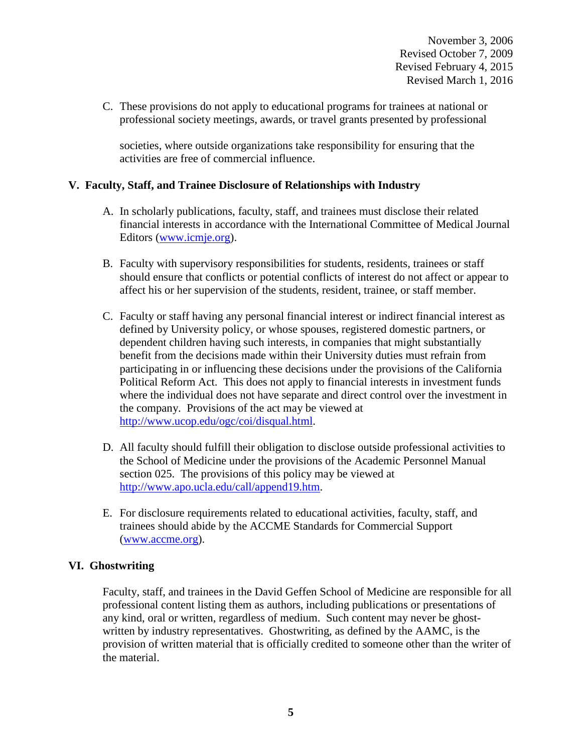November 3, 2006
Revised October 7, 2009
Revised February 4, 2015
Revised March 1, 2016

C. These provisions do not apply to educational programs for trainees at national or professional society meetings, awards, or travel grants presented by professional societies, where outside organizations take responsibility for ensuring that the activities are free of commercial influence.

## V. Faculty, Staff, and Trainee Disclosure of Relationships with Industry

A. In scholarly publications, faculty, staff, and trainees must disclose their related financial interests in accordance with the International Committee of Medical Journal Editors ([www.icmje.org](http://www.icmje.org)).

B. Faculty with supervisory responsibilities for students, residents, trainees or staff should ensure that conflicts or potential conflicts of interest do not affect or appear to affect his or her supervision of the students, resident, trainee, or staff member.

C. Faculty or staff having any personal financial interest or indirect financial interest as defined by University policy, or whose spouses, registered domestic partners, or dependent children having such interests, in companies that might substantially benefit from the decisions made within their University duties must refrain from participating in or influencing these decisions under the provisions of the California Political Reform Act. This does not apply to financial interests in investment funds where the individual does not have separate and direct control over the investment in the company. Provisions of the act may be viewed at [http://www.ucop.edu/ogc/coi/disqual.html](http://www.ucop.edu/ogc/coi/disqual.html).

D. All faculty should fulfill their obligation to disclose outside professional activities to the School of Medicine under the provisions of the Academic Personnel Manual section 025. The provisions of this policy may be viewed at [http://www.apo.ucla.edu/call/append19.htm](http://www.apo.ucla.edu/call/append19.htm).

E. For disclosure requirements related to educational activities, faculty, staff, and trainees should abide by the ACCME Standards for Commercial Support ([www.accme.org](http://www.accme.org)).

## VI. Ghostwriting

Faculty, staff, and trainees in the David Geffen School of Medicine are responsible for all professional content listing them as authors, including publications or presentations of any kind, oral or written, regardless of medium. Such content may never be ghost-written by industry representatives. Ghostwriting, as defined by the AAMC, is the provision of written material that is officially credited to someone other than the writer of the material.